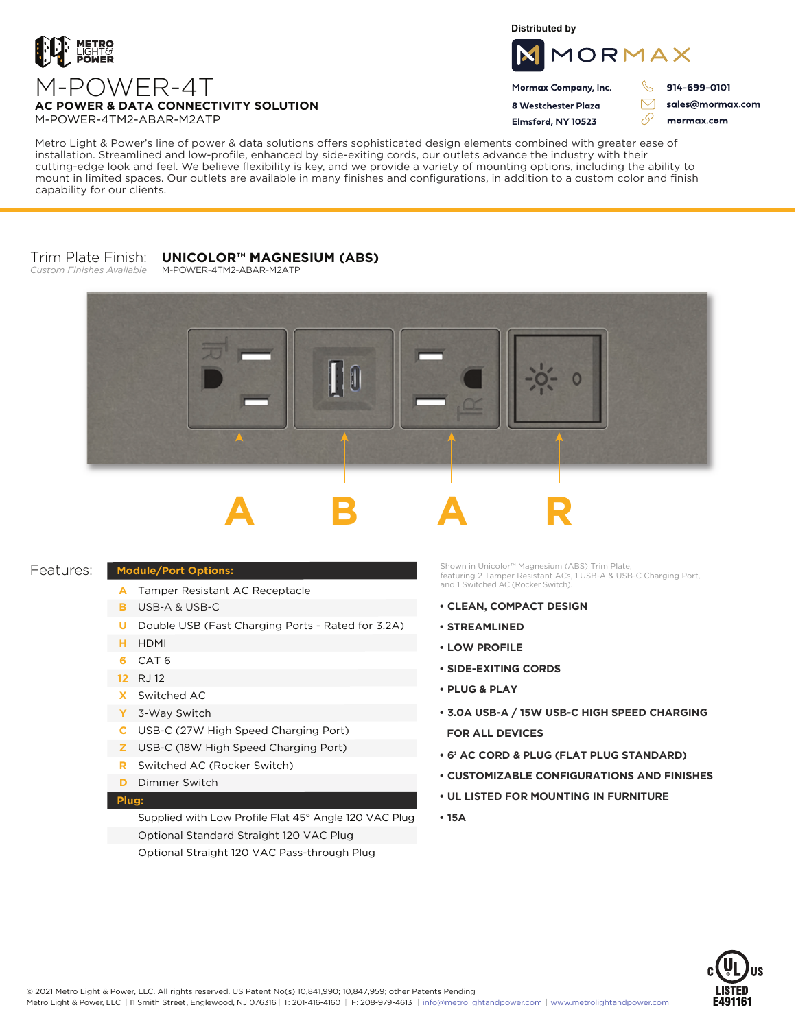METRO LIGHT & POWER

# M-POWER-4T

**AC POWER & DATA CONNECTIVITY SOLUTION**

M-POWER-4TM2-ABAR-M2ATP

Distributed by

MORMAX

**Mormax Company, Inc.**
**8 Westchester Plaza**
**Elmsford, NY 10523**

**914-699-0101**
**sales@mormax.com**
**mormax.com**

Metro Light & Power's line of power & data solutions offers sophisticated design elements combined with greater ease of installation. Streamlined and low-profile, enhanced by side-exiting cords, our outlets advance the industry with their cutting-edge look and feel. We believe flexibility is key, and we provide a variety of mounting options, including the ability to mount in limited spaces. Our outlets are available in many finishes and configurations, in addition to a custom color and finish capability for our clients.

Trim Plate Finish: **UNICOLOR™ MAGNESIUM (ABS)**
*Custom Finishes Available*
M-POWER-4TM2-ABAR-M2ATP

A B A R

Features:

| **Module/Port Options:** | |
|---|---|
| A | Tamper Resistant AC Receptacle |
| B | USB-A & USB-C |
| U | Double USB (Fast Charging Ports - Rated for 3.2A) |
| H | HDMI |
| 6 | CAT 6 |
| 12 | RJ 12 |
| X | Switched AC |
| Y | 3-Way Switch |
| C | USB-C (27W High Speed Charging Port) |
| Z | USB-C (18W High Speed Charging Port) |
| R | Switched AC (Rocker Switch) |
| D | Dimmer Switch |
| **Plug:** | |
| | Supplied with Low Profile Flat 45° Angle 120 VAC Plug |
| | Optional Standard Straight 120 VAC Plug |
| | Optional Straight 120 VAC Pass-through Plug |

Shown in Unicolor™ Magnesium (ABS) Trim Plate, featuring 2 Tamper Resistant ACs, 1 USB-A & USB-C Charging Port, and 1 Switched AC (Rocker Switch).

- **CLEAN, COMPACT DESIGN**
- **STREAMLINED**
- **LOW PROFILE**
- **SIDE-EXITING CORDS**
- **PLUG & PLAY**
- **3.0A USB-A / 15W USB-C HIGH SPEED CHARGING FOR ALL DEVICES**
- **6' AC CORD & PLUG (FLAT PLUG STANDARD)**
- **CUSTOMIZABLE CONFIGURATIONS AND FINISHES**
- **UL LISTED FOR MOUNTING IN FURNITURE**
- **15A**

c UL us LISTED E491161

© 2021 Metro Light & Power, LLC. All rights reserved. US Patent No(s) 10,841,990; 10,847,959; other Patents Pending
Metro Light & Power, LLC | 11 Smith Street, Englewood, NJ 076316 | T: 201-416-4160 | F: 208-979-4613 | info@metrolightandpower.com | www.metrolightandpower.com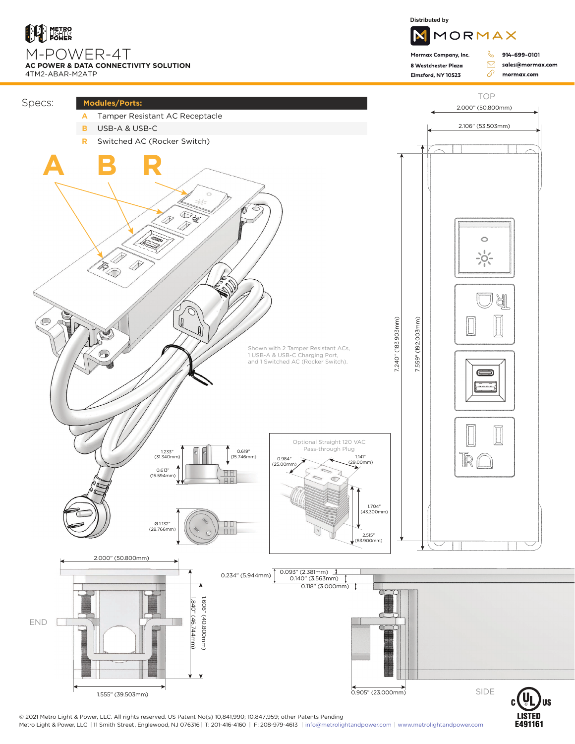METRO LIGHT & POWER

# M-POWER-4T

**AC POWER & DATA CONNECTIVITY SOLUTION**

4TM2-ABAR-M2ATP

Distributed by

MORMAX

Mormax Company, Inc.
8 Westchester Plaza
Elmsford, NY 10523

914-699-0101
sales@mormax.com
mormax.com

## Specs:

**Modules/Ports:**

- **A** Tamper Resistant AC Receptacle
- **B** USB-A & USB-C
- **R** Switched AC (Rocker Switch)

A B R

Shown with 2 Tamper Resistant ACs, 1 USB-A & USB-C Charging Port, and 1 Switched AC (Rocker Switch).

TOP

2.000" (50.800mm)

2.106" (53.503mm)

7.240" (183.903mm)

7.559" (192.003mm)

1.233" (31.340mm)

0.619" (15.746mm)

0.613" (15.594mm)

Ø 1.132" (28.766mm)

Optional Straight 120 VAC Pass-through Plug

0.984" (25.00mm)

1.141" (29.00mm)

1.704" (43.300mm)

2.515" (63.900mm)

END

2.000" (50.800mm)

1.840" (46.744mm)

1.606" (40.800mm)

1.555" (39.503mm)

0.234" (5.944mm)

0.093" (2.381mm)

0.140" (3.563mm)

0.118" (3.000mm)

0.905" (23.000mm)

SIDE

c UL US LISTED E491161

© 2021 Metro Light & Power, LLC. All rights reserved. US Patent No(s) 10,841,990; 10,847,959; other Patents Pending

Metro Light & Power, LLC | 11 Smith Street, Englewood, NJ 076316 | T: 201-416-4160 | F: 208-979-4613 | info@metrolightandpower.com | www.metrolightandpower.com